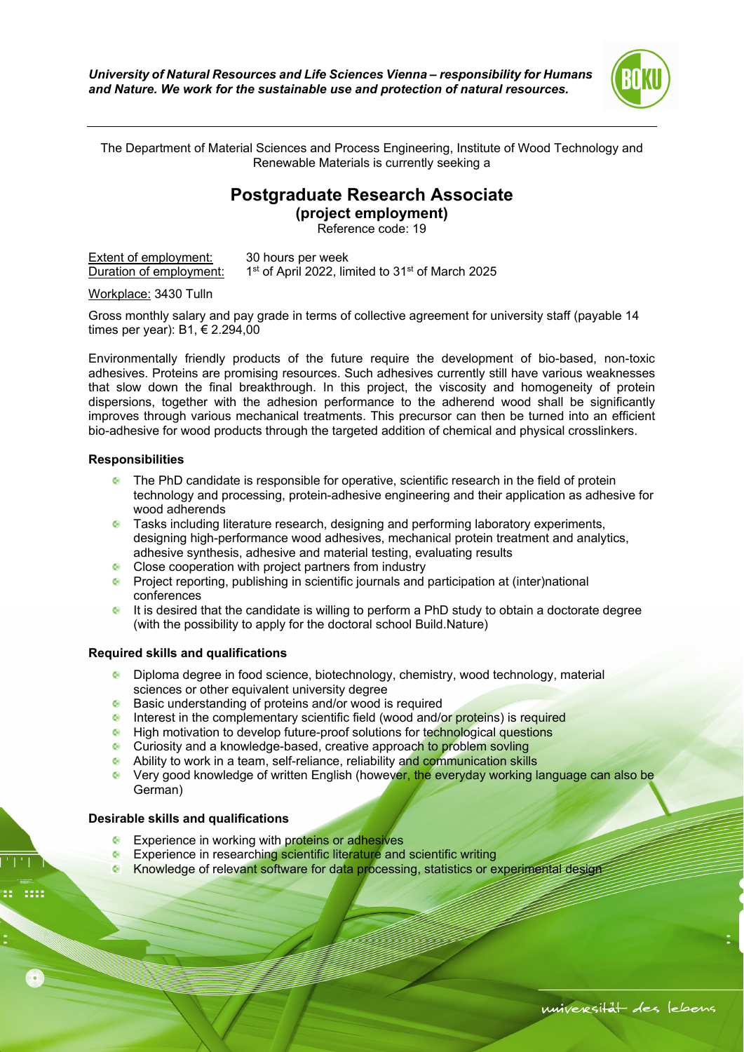*University of Natural Resources and Life Sciences Vienna – responsibility for Humans and Nature. We work for the sustainable use and protection of natural resources.*

The Department of Material Sciences and Process Engineering, Institute of Wood Technology and Renewable Materials is currently seeking a

# Postgraduate Research Associate

## (project employment)

Reference code: 19

Extent of employment: 30 hours per week
Duration of employment: 1st of April 2022, limited to 31st of March 2025

Workplace: 3430 Tulln

Gross monthly salary and pay grade in terms of collective agreement for university staff (payable 14 times per year): B1, € 2.294,00

Environmentally friendly products of the future require the development of bio-based, non-toxic adhesives. Proteins are promising resources. Such adhesives currently still have various weaknesses that slow down the final breakthrough. In this project, the viscosity and homogeneity of protein dispersions, together with the adhesion performance to the adherend wood shall be significantly improves through various mechanical treatments. This precursor can then be turned into an efficient bio-adhesive for wood products through the targeted addition of chemical and physical crosslinkers.

### Responsibilities

- The PhD candidate is responsible for operative, scientific research in the field of protein technology and processing, protein-adhesive engineering and their application as adhesive for wood adherends
- Tasks including literature research, designing and performing laboratory experiments, designing high-performance wood adhesives, mechanical protein treatment and analytics, adhesive synthesis, adhesive and material testing, evaluating results
- Close cooperation with project partners from industry
- Project reporting, publishing in scientific journals and participation at (inter)national conferences
- It is desired that the candidate is willing to perform a PhD study to obtain a doctorate degree (with the possibility to apply for the doctoral school Build.Nature)

### Required skills and qualifications

- Diploma degree in food science, biotechnology, chemistry, wood technology, material sciences or other equivalent university degree
- Basic understanding of proteins and/or wood is required
- Interest in the complementary scientific field (wood and/or proteins) is required
- High motivation to develop future-proof solutions for technological questions
- Curiosity and a knowledge-based, creative approach to problem sovling
- Ability to work in a team, self-reliance, reliability and communication skills
- Very good knowledge of written English (however, the everyday working language can also be German)

### Desirable skills and qualifications

- Experience in working with proteins or adhesives
- Experience in researching scientific literature and scientific writing
- Knowledge of relevant software for data processing, statistics or experimental design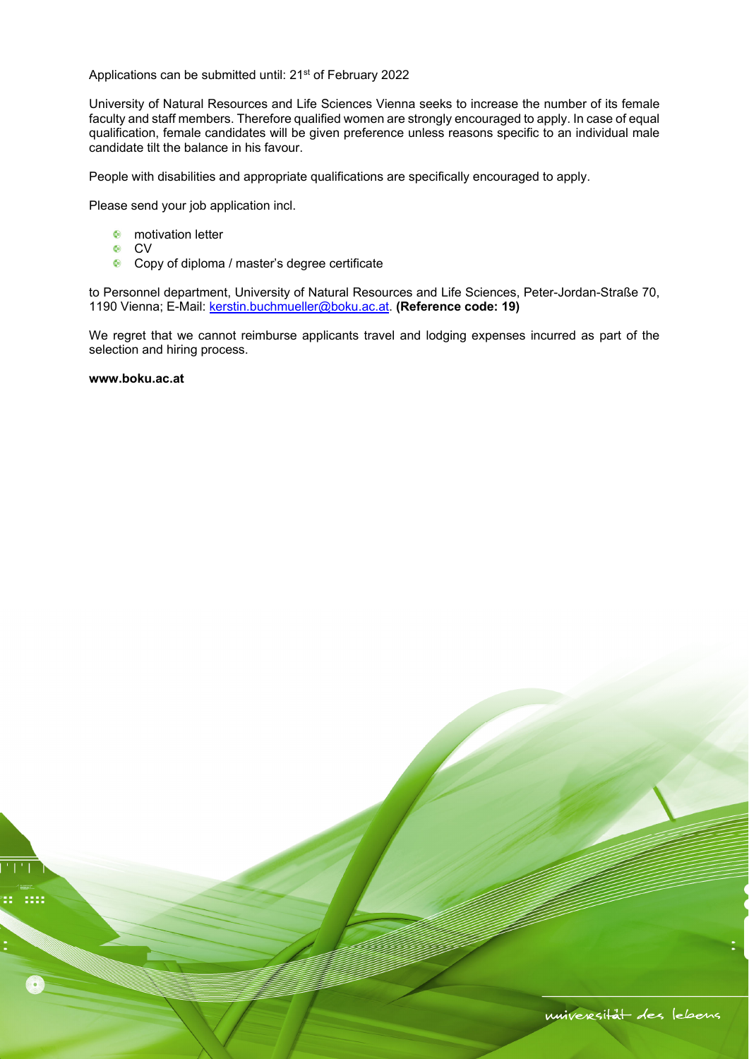Applications can be submitted until: 21st of February 2022

University of Natural Resources and Life Sciences Vienna seeks to increase the number of its female faculty and staff members. Therefore qualified women are strongly encouraged to apply. In case of equal qualification, female candidates will be given preference unless reasons specific to an individual male candidate tilt the balance in his favour.

People with disabilities and appropriate qualifications are specifically encouraged to apply.

Please send your job application incl.

- motivation letter
- CV
- Copy of diploma / master's degree certificate

to Personnel department, University of Natural Resources and Life Sciences, Peter-Jordan-Straße 70, 1190 Vienna; E-Mail: kerstin.buchmueller@boku.ac.at. **(Reference code: 19)**

We regret that we cannot reimburse applicants travel and lodging expenses incurred as part of the selection and hiring process.

**www.boku.ac.at**

universität des lebens